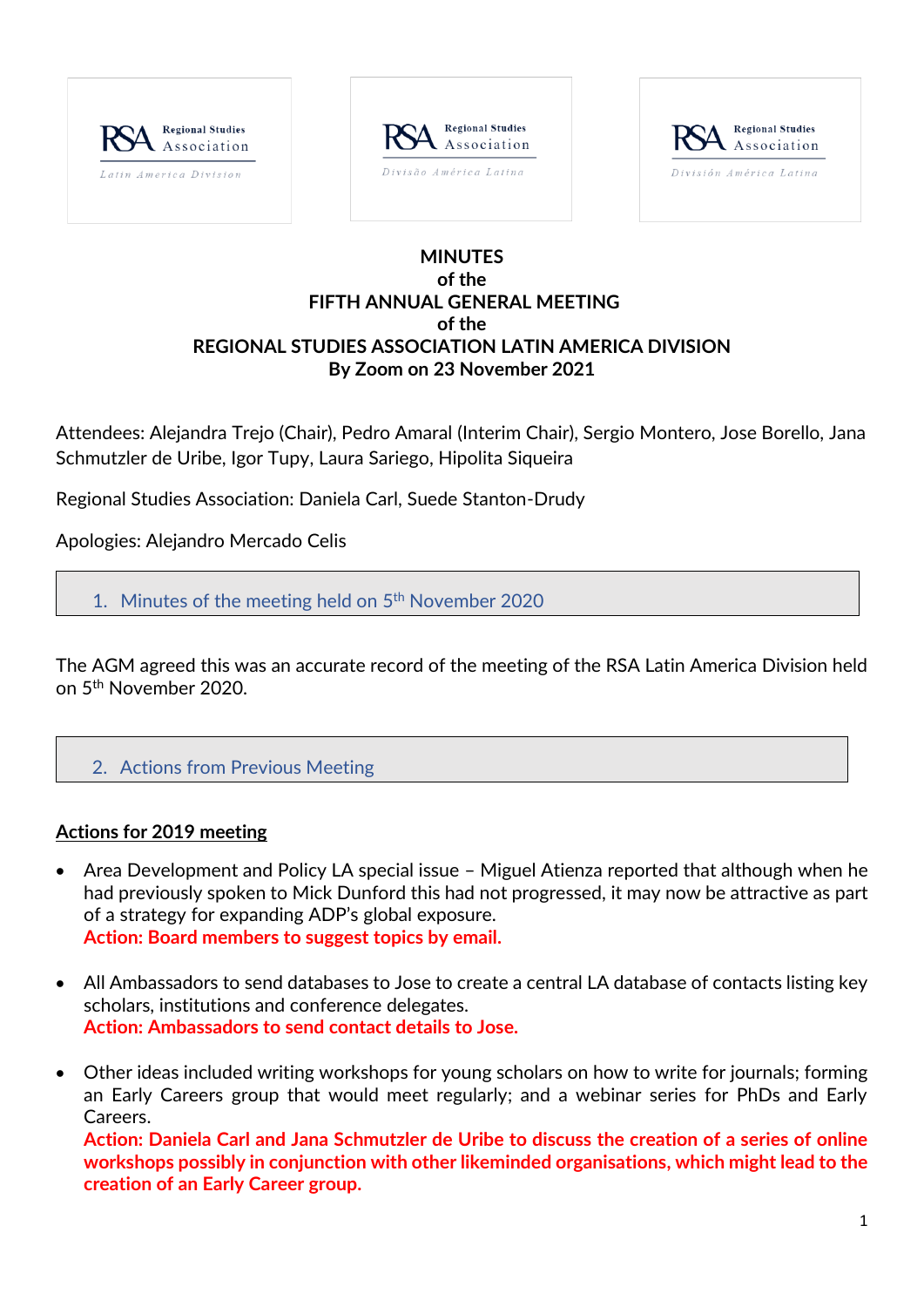Regional Studies Association — Latin America Division | Regional Studies Association — Divisão América Latina | Regional Studies Association — División América Latina

# MINUTES
## of the
## FIFTH ANNUAL GENERAL MEETING
## of the
## REGIONAL STUDIES ASSOCIATION LATIN AMERICA DIVISION
## By Zoom on 23 November 2021

Attendees: Alejandra Trejo (Chair), Pedro Amaral (Interim Chair), Sergio Montero, Jose Borello, Jana Schmutzler de Uribe, Igor Tupy, Laura Sariego, Hipolita Siqueira

Regional Studies Association: Daniela Carl, Suede Stanton-Drudy

Apologies: Alejandro Mercado Celis

## 1. Minutes of the meeting held on 5th November 2020

The AGM agreed this was an accurate record of the meeting of the RSA Latin America Division held on 5th November 2020.

## 2. Actions from Previous Meeting

**Actions for 2019 meeting**

- Area Development and Policy LA special issue – Miguel Atienza reported that although when he had previously spoken to Mick Dunford this had not progressed, it may now be attractive as part of a strategy for expanding ADP's global exposure.
  **Action: Board members to suggest topics by email.**

- All Ambassadors to send databases to Jose to create a central LA database of contacts listing key scholars, institutions and conference delegates.
  **Action: Ambassadors to send contact details to Jose.**

- Other ideas included writing workshops for young scholars on how to write for journals; forming an Early Careers group that would meet regularly; and a webinar series for PhDs and Early Careers.
  **Action: Daniela Carl and Jana Schmutzler de Uribe to discuss the creation of a series of online workshops possibly in conjunction with other likeminded organisations, which might lead to the creation of an Early Career group.**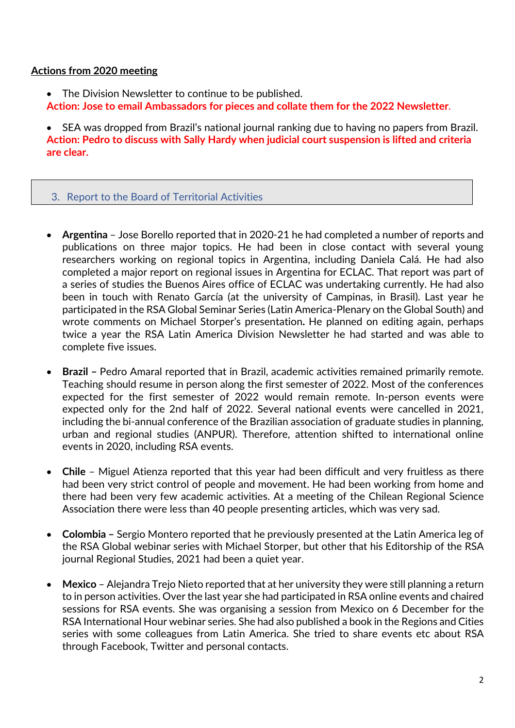**Actions from 2020 meeting**

- The Division Newsletter to continue to be published.

**Action: Jose to email Ambassadors for pieces and collate them for the 2022 Newsletter.**

- SEA was dropped from Brazil's national journal ranking due to having no papers from Brazil.

**Action: Pedro to discuss with Sally Hardy when judicial court suspension is lifted and criteria are clear.**

## 3. Report to the Board of Territorial Activities

- **Argentina** – Jose Borello reported that in 2020-21 he had completed a number of reports and publications on three major topics. He had been in close contact with several young researchers working on regional topics in Argentina, including Daniela Calá. He had also completed a major report on regional issues in Argentina for ECLAC. That report was part of a series of studies the Buenos Aires office of ECLAC was undertaking currently. He had also been in touch with Renato García (at the university of Campinas, in Brasil). Last year he participated in the RSA Global Seminar Series (Latin America-Plenary on the Global South) and wrote comments on Michael Storper's presentation. He planned on editing again, perhaps twice a year the RSA Latin America Division Newsletter he had started and was able to complete five issues.

- **Brazil –** Pedro Amaral reported that in Brazil, academic activities remained primarily remote. Teaching should resume in person along the first semester of 2022. Most of the conferences expected for the first semester of 2022 would remain remote. In-person events were expected only for the 2nd half of 2022. Several national events were cancelled in 2021, including the bi-annual conference of the Brazilian association of graduate studies in planning, urban and regional studies (ANPUR). Therefore, attention shifted to international online events in 2020, including RSA events.

- **Chile** – Miguel Atienza reported that this year had been difficult and very fruitless as there had been very strict control of people and movement. He had been working from home and there had been very few academic activities. At a meeting of the Chilean Regional Science Association there were less than 40 people presenting articles, which was very sad.

- **Colombia –** Sergio Montero reported that he previously presented at the Latin America leg of the RSA Global webinar series with Michael Storper, but other that his Editorship of the RSA journal Regional Studies, 2021 had been a quiet year.

- **Mexico** – Alejandra Trejo Nieto reported that at her university they were still planning a return to in person activities. Over the last year she had participated in RSA online events and chaired sessions for RSA events. She was organising a session from Mexico on 6 December for the RSA International Hour webinar series. She had also published a book in the Regions and Cities series with some colleagues from Latin America. She tried to share events etc about RSA through Facebook, Twitter and personal contacts.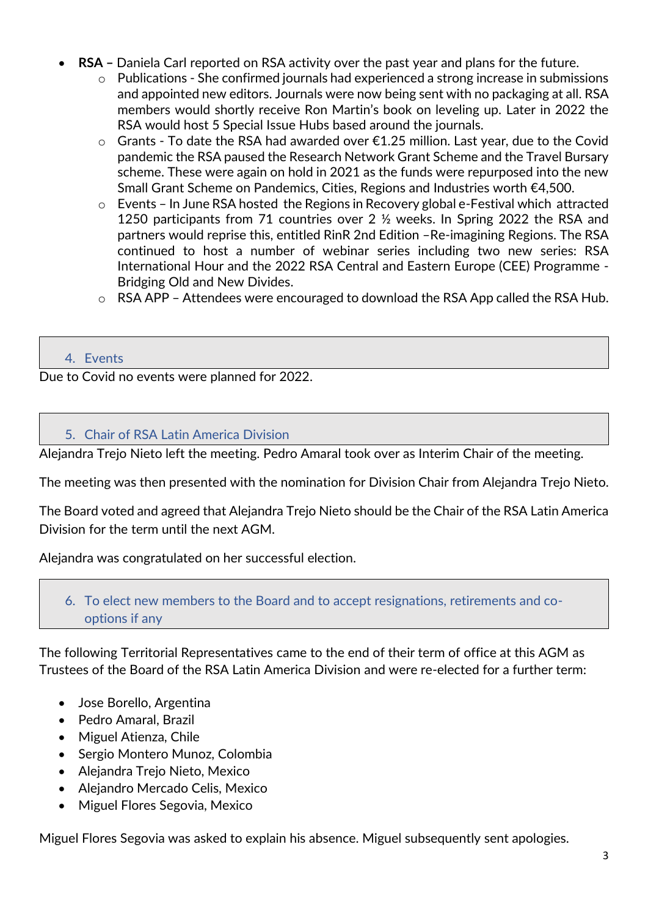- **RSA –** Daniela Carl reported on RSA activity over the past year and plans for the future.
    - Publications - She confirmed journals had experienced a strong increase in submissions and appointed new editors. Journals were now being sent with no packaging at all. RSA members would shortly receive Ron Martin's book on leveling up. Later in 2022 the RSA would host 5 Special Issue Hubs based around the journals.
    - Grants - To date the RSA had awarded over €1.25 million. Last year, due to the Covid pandemic the RSA paused the Research Network Grant Scheme and the Travel Bursary scheme. These were again on hold in 2021 as the funds were repurposed into the new Small Grant Scheme on Pandemics, Cities, Regions and Industries worth €4,500.
    - Events – In June RSA hosted the Regions in Recovery global e-Festival which attracted 1250 participants from 71 countries over 2 ½ weeks. In Spring 2022 the RSA and partners would reprise this, entitled RinR 2nd Edition –Re-imagining Regions. The RSA continued to host a number of webinar series including two new series: RSA International Hour and the 2022 RSA Central and Eastern Europe (CEE) Programme - Bridging Old and New Divides.
    - RSA APP – Attendees were encouraged to download the RSA App called the RSA Hub.

## 4. Events

Due to Covid no events were planned for 2022.

## 5. Chair of RSA Latin America Division

Alejandra Trejo Nieto left the meeting. Pedro Amaral took over as Interim Chair of the meeting.

The meeting was then presented with the nomination for Division Chair from Alejandra Trejo Nieto.

The Board voted and agreed that Alejandra Trejo Nieto should be the Chair of the RSA Latin America Division for the term until the next AGM.

Alejandra was congratulated on her successful election.

## 6. To elect new members to the Board and to accept resignations, retirements and co-options if any

The following Territorial Representatives came to the end of their term of office at this AGM as Trustees of the Board of the RSA Latin America Division and were re-elected for a further term:

- Jose Borello, Argentina
- Pedro Amaral, Brazil
- Miguel Atienza, Chile
- Sergio Montero Munoz, Colombia
- Alejandra Trejo Nieto, Mexico
- Alejandro Mercado Celis, Mexico
- Miguel Flores Segovia, Mexico

Miguel Flores Segovia was asked to explain his absence. Miguel subsequently sent apologies.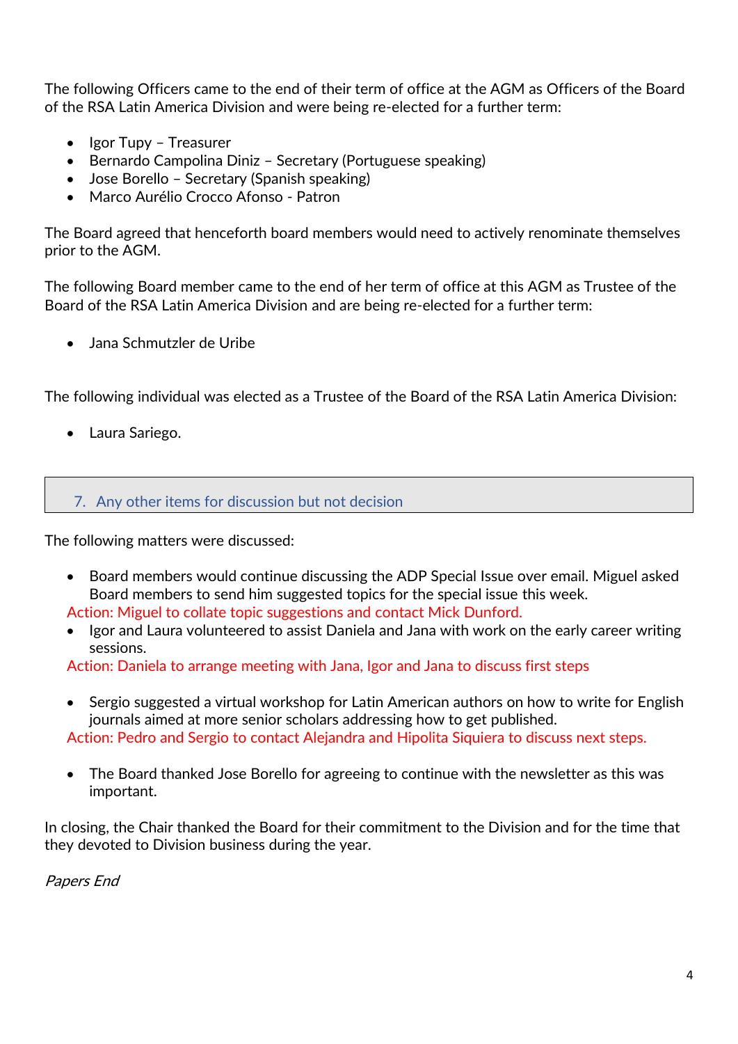The following Officers came to the end of their term of office at the AGM as Officers of the Board of the RSA Latin America Division and were being re-elected for a further term:

- Igor Tupy – Treasurer
- Bernardo Campolina Diniz – Secretary (Portuguese speaking)
- Jose Borello – Secretary (Spanish speaking)
- Marco Aurélio Crocco Afonso - Patron

The Board agreed that henceforth board members would need to actively renominate themselves prior to the AGM.

The following Board member came to the end of her term of office at this AGM as Trustee of the Board of the RSA Latin America Division and are being re-elected for a further term:

- Jana Schmutzler de Uribe

The following individual was elected as a Trustee of the Board of the RSA Latin America Division:

- Laura Sariego.

## 7. Any other items for discussion but not decision

The following matters were discussed:

- Board members would continue discussing the ADP Special Issue over email. Miguel asked Board members to send him suggested topics for the special issue this week.

Action: Miguel to collate topic suggestions and contact Mick Dunford.

- Igor and Laura volunteered to assist Daniela and Jana with work on the early career writing sessions.

Action: Daniela to arrange meeting with Jana, Igor and Jana to discuss first steps

- Sergio suggested a virtual workshop for Latin American authors on how to write for English journals aimed at more senior scholars addressing how to get published.

Action: Pedro and Sergio to contact Alejandra and Hipolita Siquiera to discuss next steps.

- The Board thanked Jose Borello for agreeing to continue with the newsletter as this was important.

In closing, the Chair thanked the Board for their commitment to the Division and for the time that they devoted to Division business during the year.

*Papers End*